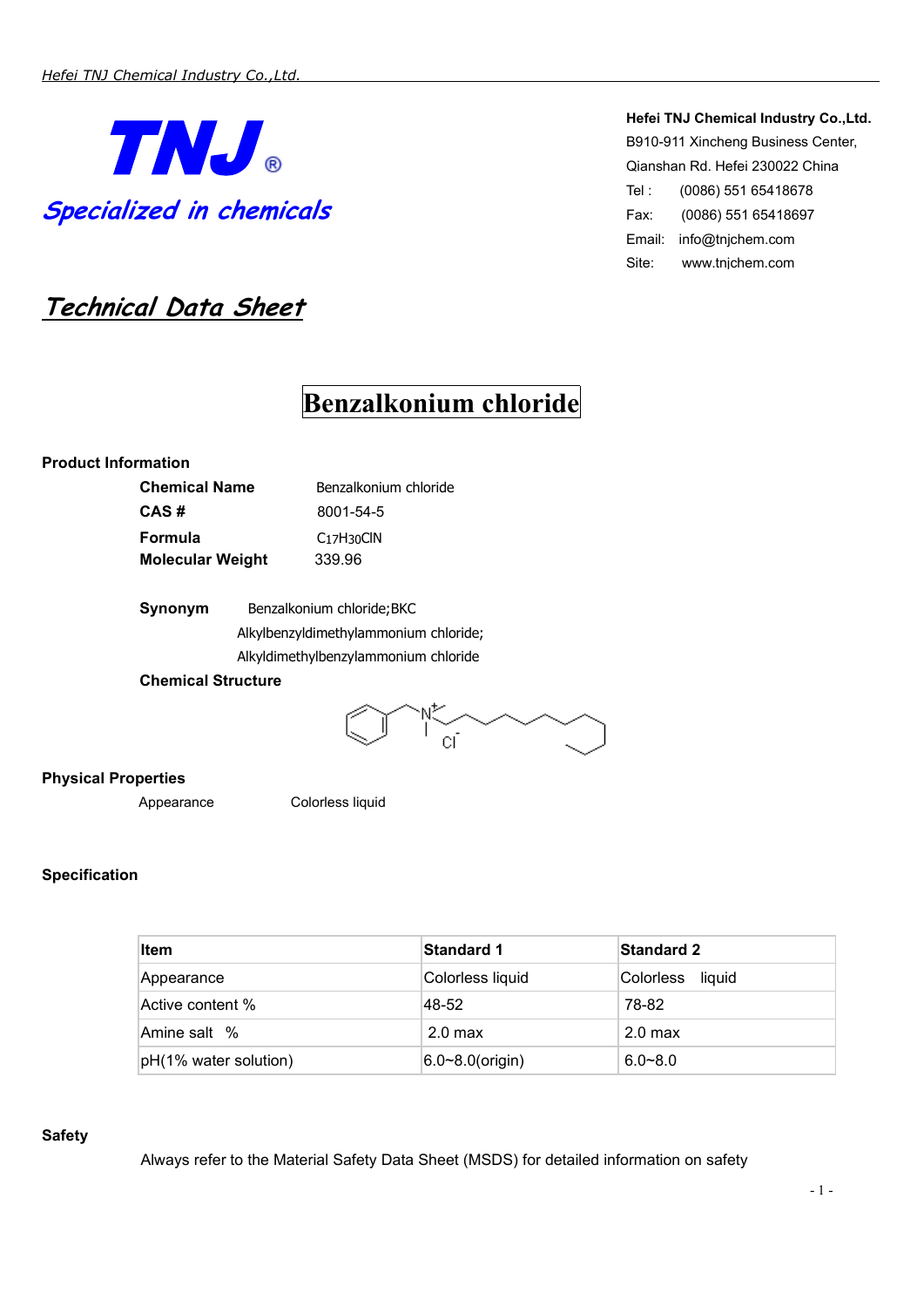**TNJ®**

*Specialized in chemicals*

**Hefei TNJ Chemical Industry Co.,Ltd.**
B910-911 Xincheng Business Center,
Qianshan Rd. Hefei 230022 China
Tel : (0086) 551 65418678
Fax: (0086) 551 65418697
Email: info@tnjchem.com
Site: www.tnjchem.com

# *Technical Data Sheet*

# Benzalkonium chloride

## Product Information

**Chemical Name** Benzalkonium chloride
**CAS #** 8001-54-5
**Formula** $C_{17}H_{30}ClN$
**Molecular Weight** 339.96

**Synonym** Benzalkonium chloride;BKC
Alkylbenzyldimethylammonium chloride;
Alkyldimethylbenzylammonium chloride

**Chemical Structure**

## Physical Properties

Appearance Colorless liquid

## Specification

| Item | Standard 1 | Standard 2 |
|---|---|---|
| Appearance | Colorless liquid | Colorless liquid |
| Active content % | 48-52 | 78-82 |
| Amine salt % | 2.0 max | 2.0 max |
| pH(1% water solution) | 6.0~8.0(origin) | 6.0~8.0 |

## Safety

Always refer to the Material Safety Data Sheet (MSDS) for detailed information on safety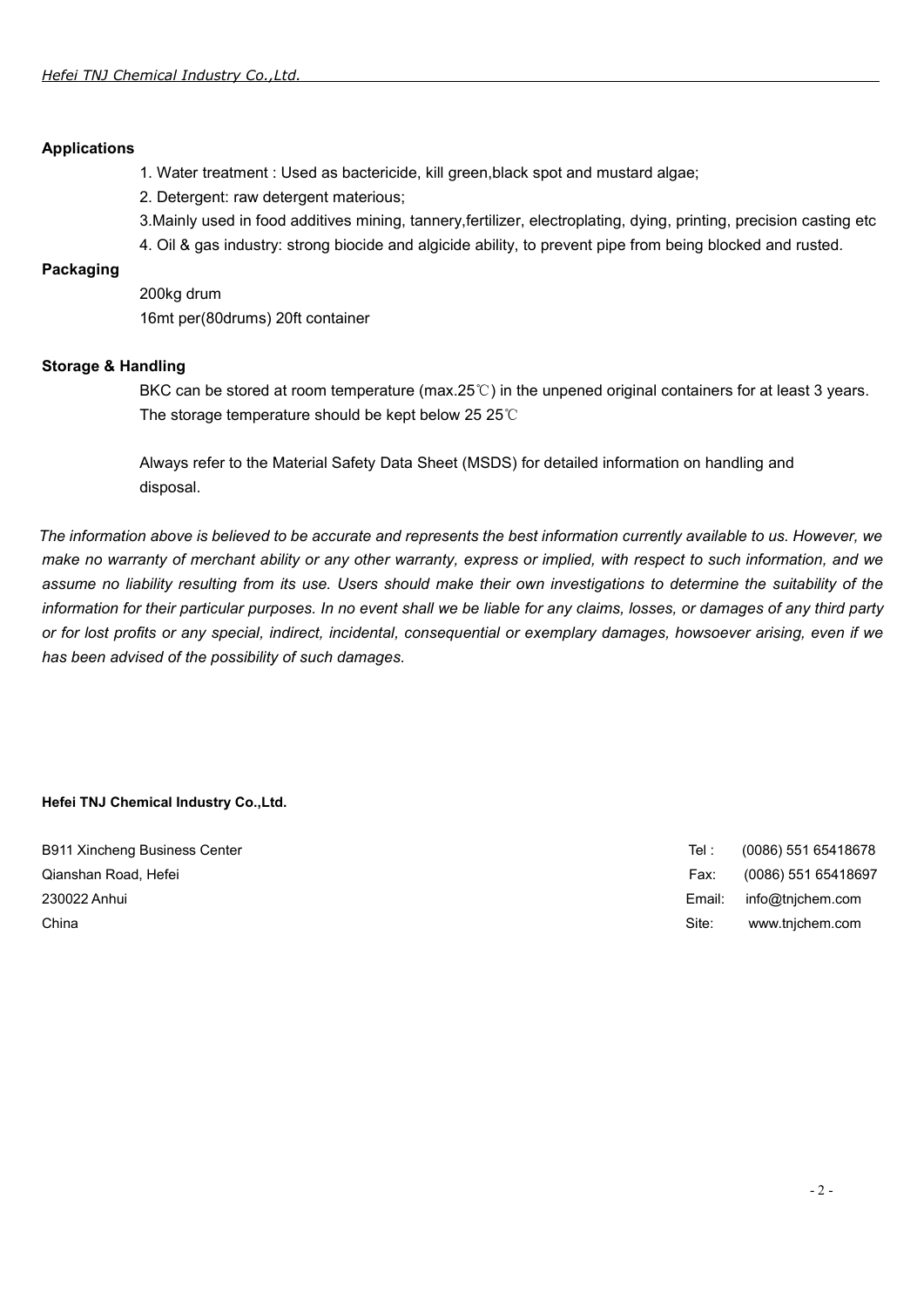## Applications

1. Water treatment : Used as bactericide, kill green,black spot and mustard algae;
2. Detergent: raw detergent materious;
3. Mainly used in food additives mining, tannery,fertilizer, electroplating, dying, printing, precision casting etc
4. Oil & gas industry: strong biocide and algicide ability, to prevent pipe from being blocked and rusted.

## Packaging

200kg drum

16mt per(80drums) 20ft container

## Storage & Handling

BKC can be stored at room temperature (max.25℃) in the unpened original containers for at least 3 years. The storage temperature should be kept below 25 25℃

Always refer to the Material Safety Data Sheet (MSDS) for detailed information on handling and disposal.

*The information above is believed to be accurate and represents the best information currently available to us. However, we make no warranty of merchant ability or any other warranty, express or implied, with respect to such information, and we assume no liability resulting from its use. Users should make their own investigations to determine the suitability of the information for their particular purposes. In no event shall we be liable for any claims, losses, or damages of any third party or for lost profits or any special, indirect, incidental, consequential or exemplary damages, howsoever arising, even if we has been advised of the possibility of such damages.*

**Hefei TNJ Chemical Industry Co.,Ltd.**

B911 Xincheng Business Center
Qianshan Road, Hefei
230022 Anhui
China

Tel : (0086) 551 65418678
Fax: (0086) 551 65418697
Email: info@tnjchem.com
Site: www.tnjchem.com